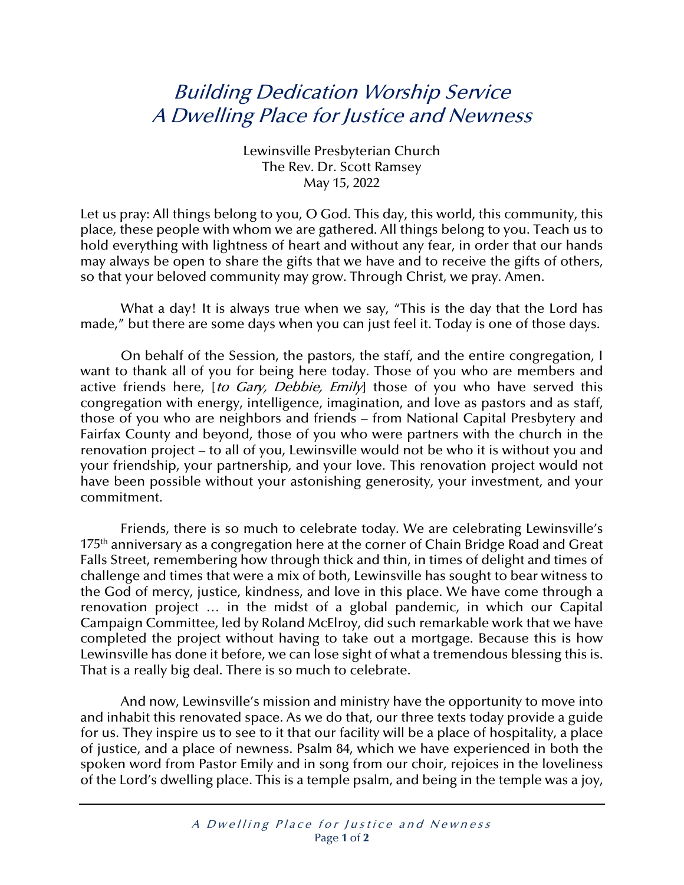# *Building Dedication Worship Service*
# *A Dwelling Place for Justice and Newness*

Lewinsville Presbyterian Church
The Rev. Dr. Scott Ramsey
May 15, 2022

Let us pray: All things belong to you, O God. This day, this world, this community, this place, these people with whom we are gathered. All things belong to you. Teach us to hold everything with lightness of heart and without any fear, in order that our hands may always be open to share the gifts that we have and to receive the gifts of others, so that your beloved community may grow. Through Christ, we pray. Amen.

What a day! It is always true when we say, "This is the day that the Lord has made," but there are some days when you can just feel it. Today is one of those days.

On behalf of the Session, the pastors, the staff, and the entire congregation, I want to thank all of you for being here today. Those of you who are members and active friends here, [*to Gary, Debbie, Emily*] those of you who have served this congregation with energy, intelligence, imagination, and love as pastors and as staff, those of you who are neighbors and friends – from National Capital Presbytery and Fairfax County and beyond, those of you who were partners with the church in the renovation project – to all of you, Lewinsville would not be who it is without you and your friendship, your partnership, and your love. This renovation project would not have been possible without your astonishing generosity, your investment, and your commitment.

Friends, there is so much to celebrate today. We are celebrating Lewinsville's 175th anniversary as a congregation here at the corner of Chain Bridge Road and Great Falls Street, remembering how through thick and thin, in times of delight and times of challenge and times that were a mix of both, Lewinsville has sought to bear witness to the God of mercy, justice, kindness, and love in this place. We have come through a renovation project … in the midst of a global pandemic, in which our Capital Campaign Committee, led by Roland McElroy, did such remarkable work that we have completed the project without having to take out a mortgage. Because this is how Lewinsville has done it before, we can lose sight of what a tremendous blessing this is. That is a really big deal. There is so much to celebrate.

And now, Lewinsville's mission and ministry have the opportunity to move into and inhabit this renovated space. As we do that, our three texts today provide a guide for us. They inspire us to see to it that our facility will be a place of hospitality, a place of justice, and a place of newness. Psalm 84, which we have experienced in both the spoken word from Pastor Emily and in song from our choir, rejoices in the loveliness of the Lord's dwelling place. This is a temple psalm, and being in the temple was a joy,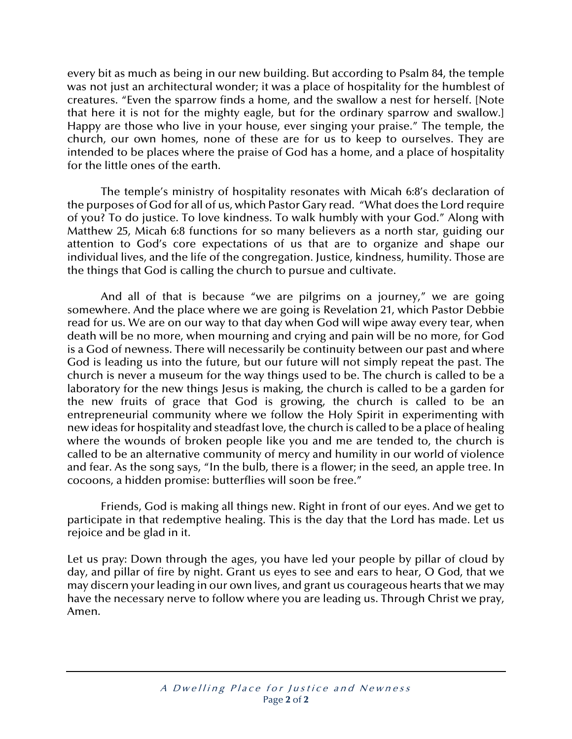every bit as much as being in our new building. But according to Psalm 84, the temple was not just an architectural wonder; it was a place of hospitality for the humblest of creatures. "Even the sparrow finds a home, and the swallow a nest for herself. [Note that here it is not for the mighty eagle, but for the ordinary sparrow and swallow.] Happy are those who live in your house, ever singing your praise." The temple, the church, our own homes, none of these are for us to keep to ourselves. They are intended to be places where the praise of God has a home, and a place of hospitality for the little ones of the earth.

The temple's ministry of hospitality resonates with Micah 6:8's declaration of the purposes of God for all of us, which Pastor Gary read. "What does the Lord require of you? To do justice. To love kindness. To walk humbly with your God." Along with Matthew 25, Micah 6:8 functions for so many believers as a north star, guiding our attention to God's core expectations of us that are to organize and shape our individual lives, and the life of the congregation. Justice, kindness, humility. Those are the things that God is calling the church to pursue and cultivate.

And all of that is because "we are pilgrims on a journey," we are going somewhere. And the place where we are going is Revelation 21, which Pastor Debbie read for us. We are on our way to that day when God will wipe away every tear, when death will be no more, when mourning and crying and pain will be no more, for God is a God of newness. There will necessarily be continuity between our past and where God is leading us into the future, but our future will not simply repeat the past. The church is never a museum for the way things used to be. The church is called to be a laboratory for the new things Jesus is making, the church is called to be a garden for the new fruits of grace that God is growing, the church is called to be an entrepreneurial community where we follow the Holy Spirit in experimenting with new ideas for hospitality and steadfast love, the church is called to be a place of healing where the wounds of broken people like you and me are tended to, the church is called to be an alternative community of mercy and humility in our world of violence and fear. As the song says, "In the bulb, there is a flower; in the seed, an apple tree. In cocoons, a hidden promise: butterflies will soon be free."

Friends, God is making all things new. Right in front of our eyes. And we get to participate in that redemptive healing. This is the day that the Lord has made. Let us rejoice and be glad in it.

Let us pray: Down through the ages, you have led your people by pillar of cloud by day, and pillar of fire by night. Grant us eyes to see and ears to hear, O God, that we may discern your leading in our own lives, and grant us courageous hearts that we may have the necessary nerve to follow where you are leading us. Through Christ we pray, Amen.